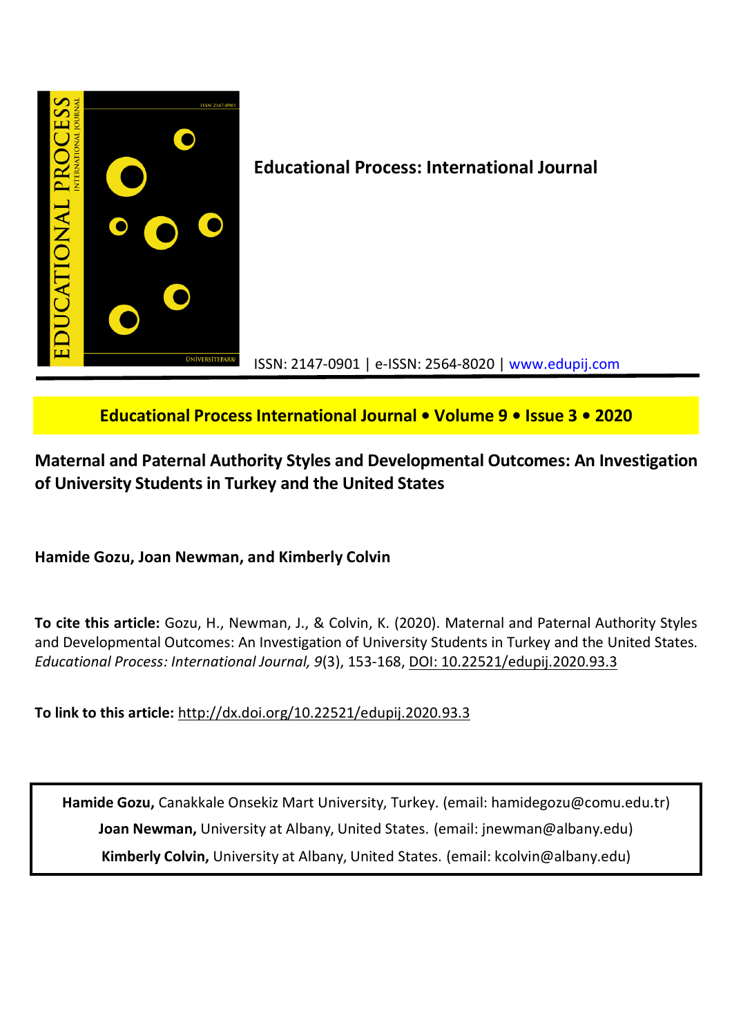**Educational Process: International Journal**

ISSN: 2147-0901 | e-ISSN: 2564-8020 | www.edupij.com

**Educational Process International Journal • Volume 9 • Issue 3 • 2020**

# Maternal and Paternal Authority Styles and Developmental Outcomes: An Investigation of University Students in Turkey and the United States

**Hamide Gozu, Joan Newman, and Kimberly Colvin**

**To cite this article:** Gozu, H., Newman, J., & Colvin, K. (2020). Maternal and Paternal Authority Styles and Developmental Outcomes: An Investigation of University Students in Turkey and the United States. *Educational Process: International Journal, 9*(3), 153-168, DOI: 10.22521/edupij.2020.93.3

**To link to this article:** http://dx.doi.org/10.22521/edupij.2020.93.3

**Hamide Gozu,** Canakkale Onsekiz Mart University, Turkey. (email: hamidegozu@comu.edu.tr)

**Joan Newman,** University at Albany, United States. (email: jnewman@albany.edu)

**Kimberly Colvin,** University at Albany, United States. (email: kcolvin@albany.edu)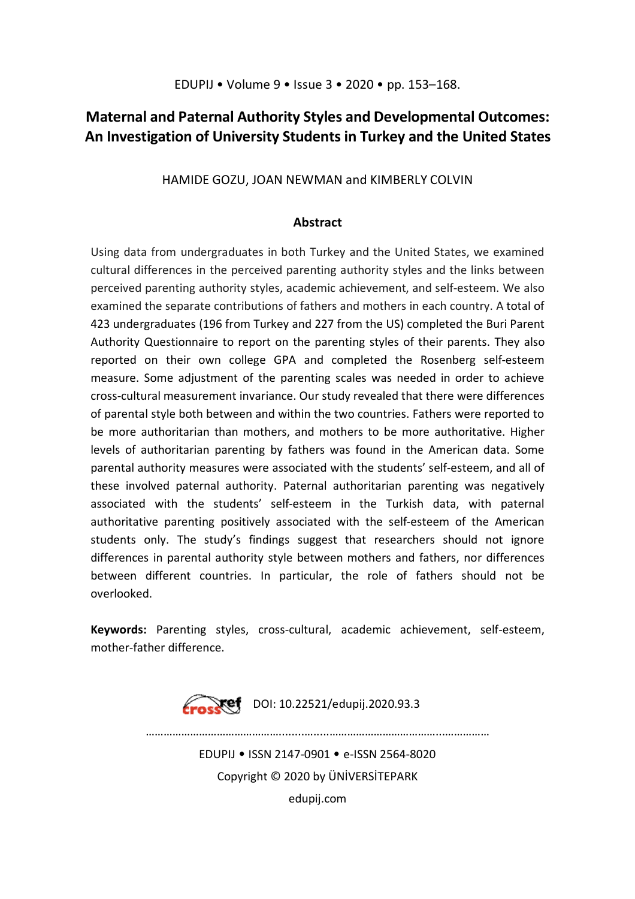# Maternal and Paternal Authority Styles and Developmental Outcomes: An Investigation of University Students in Turkey and the United States

HAMIDE GOZU, JOAN NEWMAN and KIMBERLY COLVIN

## Abstract

Using data from undergraduates in both Turkey and the United States, we examined cultural differences in the perceived parenting authority styles and the links between perceived parenting authority styles, academic achievement, and self-esteem. We also examined the separate contributions of fathers and mothers in each country. A total of 423 undergraduates (196 from Turkey and 227 from the US) completed the Buri Parent Authority Questionnaire to report on the parenting styles of their parents. They also reported on their own college GPA and completed the Rosenberg self-esteem measure. Some adjustment of the parenting scales was needed in order to achieve cross-cultural measurement invariance. Our study revealed that there were differences of parental style both between and within the two countries. Fathers were reported to be more authoritarian than mothers, and mothers to be more authoritative. Higher levels of authoritarian parenting by fathers was found in the American data. Some parental authority measures were associated with the students' self-esteem, and all of these involved paternal authority. Paternal authoritarian parenting was negatively associated with the students' self-esteem in the Turkish data, with paternal authoritative parenting positively associated with the self-esteem of the American students only. The study's findings suggest that researchers should not ignore differences in parental authority style between mothers and fathers, nor differences between different countries. In particular, the role of fathers should not be overlooked.

**Keywords:** Parenting styles, cross-cultural, academic achievement, self-esteem, mother-father difference.

DOI: 10.22521/edupij.2020.93.3

EDUPIJ • ISSN 2147-0901 • e-ISSN 2564-8020
Copyright © 2020 by ÜNİVERSİTEPARK
edupij.com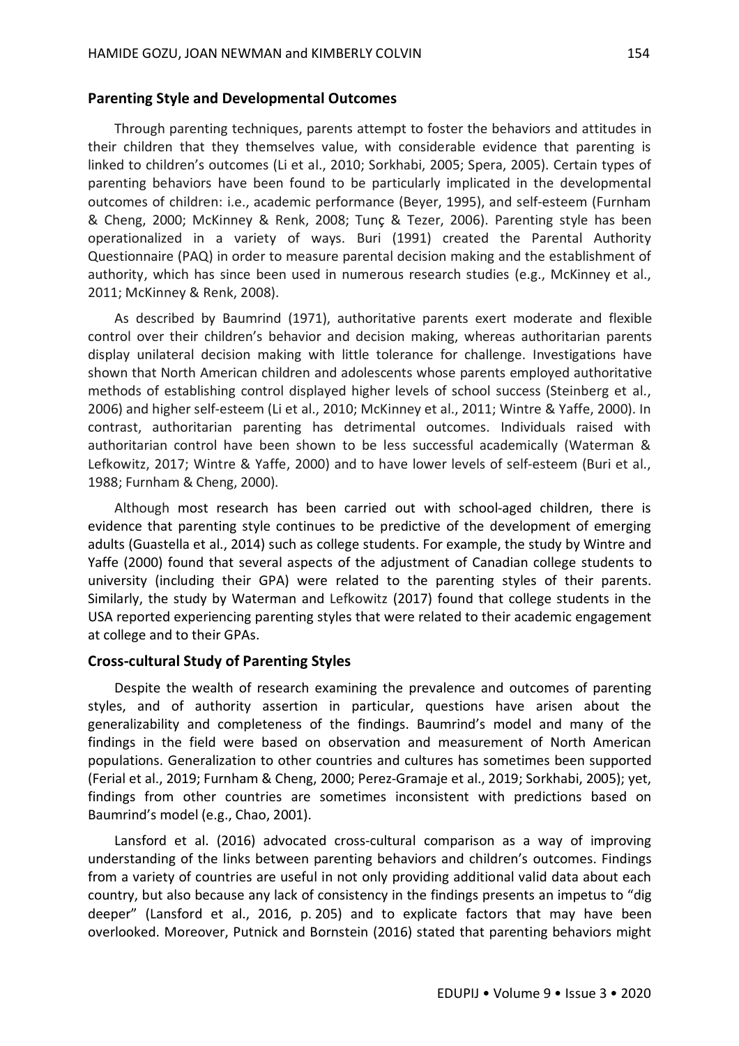### Parenting Style and Developmental Outcomes

Through parenting techniques, parents attempt to foster the behaviors and attitudes in their children that they themselves value, with considerable evidence that parenting is linked to children's outcomes (Li et al., 2010; Sorkhabi, 2005; Spera, 2005). Certain types of parenting behaviors have been found to be particularly implicated in the developmental outcomes of children: i.e., academic performance (Beyer, 1995), and self-esteem (Furnham & Cheng, 2000; McKinney & Renk, 2008; Tunç & Tezer, 2006). Parenting style has been operationalized in a variety of ways. Buri (1991) created the Parental Authority Questionnaire (PAQ) in order to measure parental decision making and the establishment of authority, which has since been used in numerous research studies (e.g., McKinney et al., 2011; McKinney & Renk, 2008).

As described by Baumrind (1971), authoritative parents exert moderate and flexible control over their children's behavior and decision making, whereas authoritarian parents display unilateral decision making with little tolerance for challenge. Investigations have shown that North American children and adolescents whose parents employed authoritative methods of establishing control displayed higher levels of school success (Steinberg et al., 2006) and higher self-esteem (Li et al., 2010; McKinney et al., 2011; Wintre & Yaffe, 2000). In contrast, authoritarian parenting has detrimental outcomes. Individuals raised with authoritarian control have been shown to be less successful academically (Waterman & Lefkowitz, 2017; Wintre & Yaffe, 2000) and to have lower levels of self-esteem (Buri et al., 1988; Furnham & Cheng, 2000).

Although most research has been carried out with school-aged children, there is evidence that parenting style continues to be predictive of the development of emerging adults (Guastella et al., 2014) such as college students. For example, the study by Wintre and Yaffe (2000) found that several aspects of the adjustment of Canadian college students to university (including their GPA) were related to the parenting styles of their parents. Similarly, the study by Waterman and Lefkowitz (2017) found that college students in the USA reported experiencing parenting styles that were related to their academic engagement at college and to their GPAs.

### Cross-cultural Study of Parenting Styles

Despite the wealth of research examining the prevalence and outcomes of parenting styles, and of authority assertion in particular, questions have arisen about the generalizability and completeness of the findings. Baumrind's model and many of the findings in the field were based on observation and measurement of North American populations. Generalization to other countries and cultures has sometimes been supported (Ferial et al., 2019; Furnham & Cheng, 2000; Perez-Gramaje et al., 2019; Sorkhabi, 2005); yet, findings from other countries are sometimes inconsistent with predictions based on Baumrind's model (e.g., Chao, 2001).

Lansford et al. (2016) advocated cross-cultural comparison as a way of improving understanding of the links between parenting behaviors and children's outcomes. Findings from a variety of countries are useful in not only providing additional valid data about each country, but also because any lack of consistency in the findings presents an impetus to "dig deeper" (Lansford et al., 2016, p. 205) and to explicate factors that may have been overlooked. Moreover, Putnick and Bornstein (2016) stated that parenting behaviors might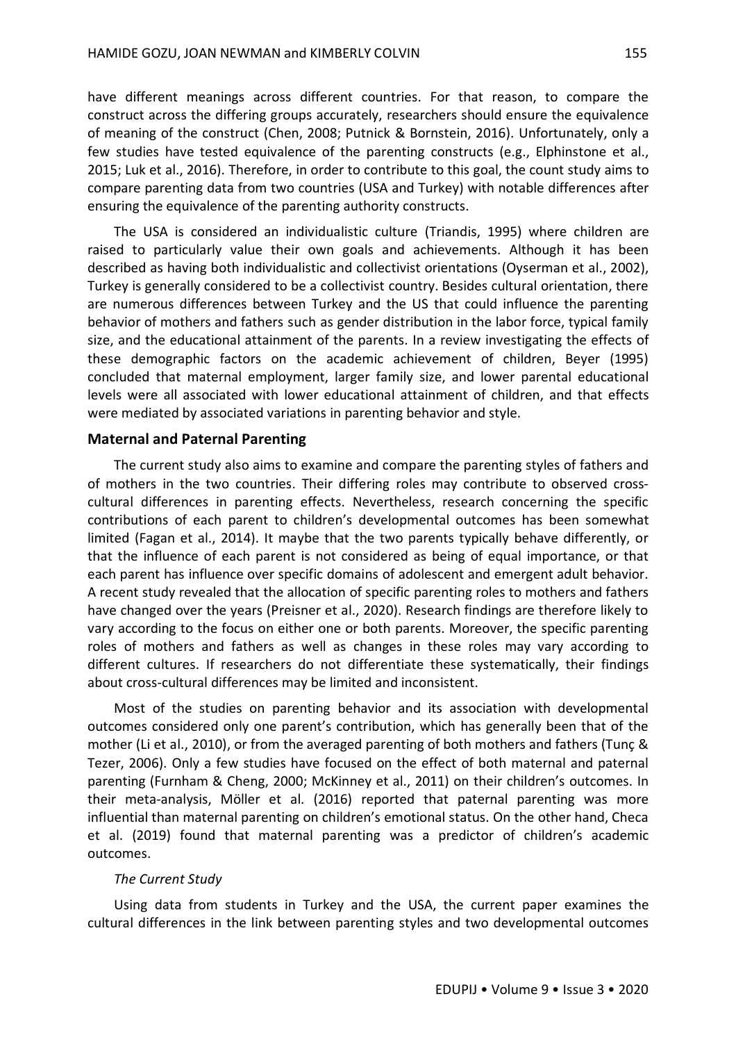have different meanings across different countries. For that reason, to compare the construct across the differing groups accurately, researchers should ensure the equivalence of meaning of the construct (Chen, 2008; Putnick & Bornstein, 2016). Unfortunately, only a few studies have tested equivalence of the parenting constructs (e.g., Elphinstone et al., 2015; Luk et al., 2016). Therefore, in order to contribute to this goal, the count study aims to compare parenting data from two countries (USA and Turkey) with notable differences after ensuring the equivalence of the parenting authority constructs.

The USA is considered an individualistic culture (Triandis, 1995) where children are raised to particularly value their own goals and achievements. Although it has been described as having both individualistic and collectivist orientations (Oyserman et al., 2002), Turkey is generally considered to be a collectivist country. Besides cultural orientation, there are numerous differences between Turkey and the US that could influence the parenting behavior of mothers and fathers such as gender distribution in the labor force, typical family size, and the educational attainment of the parents. In a review investigating the effects of these demographic factors on the academic achievement of children, Beyer (1995) concluded that maternal employment, larger family size, and lower parental educational levels were all associated with lower educational attainment of children, and that effects were mediated by associated variations in parenting behavior and style.

## Maternal and Paternal Parenting

The current study also aims to examine and compare the parenting styles of fathers and of mothers in the two countries. Their differing roles may contribute to observed cross-cultural differences in parenting effects. Nevertheless, research concerning the specific contributions of each parent to children's developmental outcomes has been somewhat limited (Fagan et al., 2014). It maybe that the two parents typically behave differently, or that the influence of each parent is not considered as being of equal importance, or that each parent has influence over specific domains of adolescent and emergent adult behavior. A recent study revealed that the allocation of specific parenting roles to mothers and fathers have changed over the years (Preisner et al., 2020). Research findings are therefore likely to vary according to the focus on either one or both parents. Moreover, the specific parenting roles of mothers and fathers as well as changes in these roles may vary according to different cultures. If researchers do not differentiate these systematically, their findings about cross-cultural differences may be limited and inconsistent.

Most of the studies on parenting behavior and its association with developmental outcomes considered only one parent's contribution, which has generally been that of the mother (Li et al., 2010), or from the averaged parenting of both mothers and fathers (Tunç & Tezer, 2006). Only a few studies have focused on the effect of both maternal and paternal parenting (Furnham & Cheng, 2000; McKinney et al., 2011) on their children's outcomes. In their meta-analysis, Möller et al. (2016) reported that paternal parenting was more influential than maternal parenting on children's emotional status. On the other hand, Checa et al. (2019) found that maternal parenting was a predictor of children's academic outcomes.

### *The Current Study*

Using data from students in Turkey and the USA, the current paper examines the cultural differences in the link between parenting styles and two developmental outcomes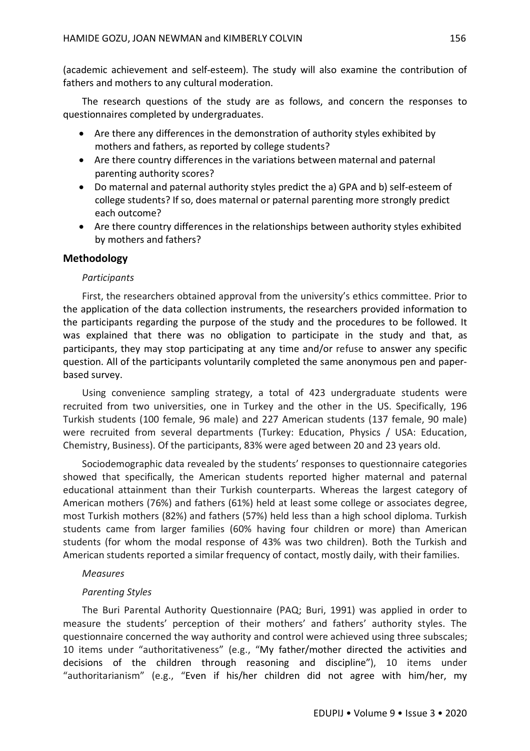(academic achievement and self-esteem). The study will also examine the contribution of fathers and mothers to any cultural moderation.

The research questions of the study are as follows, and concern the responses to questionnaires completed by undergraduates.

- Are there any differences in the demonstration of authority styles exhibited by mothers and fathers, as reported by college students?
- Are there country differences in the variations between maternal and paternal parenting authority scores?
- Do maternal and paternal authority styles predict the a) GPA and b) self-esteem of college students? If so, does maternal or paternal parenting more strongly predict each outcome?
- Are there country differences in the relationships between authority styles exhibited by mothers and fathers?

## Methodology

*Participants*

First, the researchers obtained approval from the university's ethics committee. Prior to the application of the data collection instruments, the researchers provided information to the participants regarding the purpose of the study and the procedures to be followed. It was explained that there was no obligation to participate in the study and that, as participants, they may stop participating at any time and/or refuse to answer any specific question. All of the participants voluntarily completed the same anonymous pen and paper-based survey.

Using convenience sampling strategy, a total of 423 undergraduate students were recruited from two universities, one in Turkey and the other in the US. Specifically, 196 Turkish students (100 female, 96 male) and 227 American students (137 female, 90 male) were recruited from several departments (Turkey: Education, Physics / USA: Education, Chemistry, Business). Of the participants, 83% were aged between 20 and 23 years old.

Sociodemographic data revealed by the students' responses to questionnaire categories showed that specifically, the American students reported higher maternal and paternal educational attainment than their Turkish counterparts. Whereas the largest category of American mothers (76%) and fathers (61%) held at least some college or associates degree, most Turkish mothers (82%) and fathers (57%) held less than a high school diploma. Turkish students came from larger families (60% having four children or more) than American students (for whom the modal response of 43% was two children). Both the Turkish and American students reported a similar frequency of contact, mostly daily, with their families.

*Measures*

*Parenting Styles*

The Buri Parental Authority Questionnaire (PAQ; Buri, 1991) was applied in order to measure the students' perception of their mothers' and fathers' authority styles. The questionnaire concerned the way authority and control were achieved using three subscales; 10 items under "authoritativeness" (e.g., "My father/mother directed the activities and decisions of the children through reasoning and discipline"), 10 items under "authoritarianism" (e.g., "Even if his/her children did not agree with him/her, my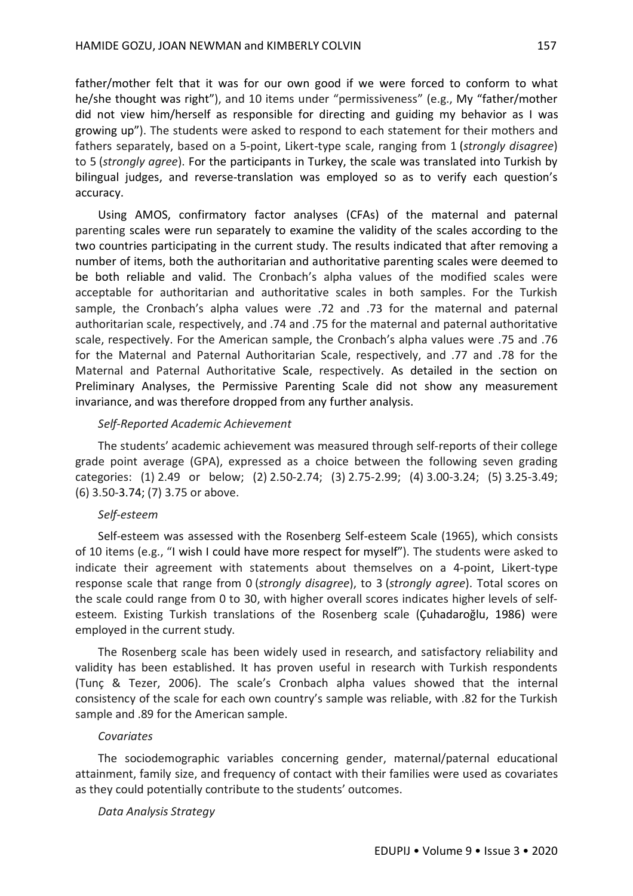father/mother felt that it was for our own good if we were forced to conform to what he/she thought was right"), and 10 items under "permissiveness" (e.g., My "father/mother did not view him/herself as responsible for directing and guiding my behavior as I was growing up"). The students were asked to respond to each statement for their mothers and fathers separately, based on a 5-point, Likert-type scale, ranging from 1 (*strongly disagree*) to 5 (*strongly agree*). For the participants in Turkey, the scale was translated into Turkish by bilingual judges, and reverse-translation was employed so as to verify each question's accuracy.

Using AMOS, confirmatory factor analyses (CFAs) of the maternal and paternal parenting scales were run separately to examine the validity of the scales according to the two countries participating in the current study. The results indicated that after removing a number of items, both the authoritarian and authoritative parenting scales were deemed to be both reliable and valid. The Cronbach's alpha values of the modified scales were acceptable for authoritarian and authoritative scales in both samples. For the Turkish sample, the Cronbach's alpha values were .72 and .73 for the maternal and paternal authoritarian scale, respectively, and .74 and .75 for the maternal and paternal authoritative scale, respectively. For the American sample, the Cronbach's alpha values were .75 and .76 for the Maternal and Paternal Authoritarian Scale, respectively, and .77 and .78 for the Maternal and Paternal Authoritative Scale, respectively. As detailed in the section on Preliminary Analyses, the Permissive Parenting Scale did not show any measurement invariance, and was therefore dropped from any further analysis.

*Self-Reported Academic Achievement*

The students' academic achievement was measured through self-reports of their college grade point average (GPA), expressed as a choice between the following seven grading categories: (1) 2.49 or below; (2) 2.50-2.74; (3) 2.75-2.99; (4) 3.00-3.24; (5) 3.25-3.49; (6) 3.50-3.74; (7) 3.75 or above.

*Self-esteem*

Self-esteem was assessed with the Rosenberg Self-esteem Scale (1965), which consists of 10 items (e.g., "I wish I could have more respect for myself"). The students were asked to indicate their agreement with statements about themselves on a 4-point, Likert-type response scale that range from 0 (*strongly disagree*), to 3 (*strongly agree*). Total scores on the scale could range from 0 to 30, with higher overall scores indicates higher levels of self-esteem. Existing Turkish translations of the Rosenberg scale (Çuhadaroğlu, 1986) were employed in the current study.

The Rosenberg scale has been widely used in research, and satisfactory reliability and validity has been established. It has proven useful in research with Turkish respondents (Tunç & Tezer, 2006). The scale's Cronbach alpha values showed that the internal consistency of the scale for each own country's sample was reliable, with .82 for the Turkish sample and .89 for the American sample.

*Covariates*

The sociodemographic variables concerning gender, maternal/paternal educational attainment, family size, and frequency of contact with their families were used as covariates as they could potentially contribute to the students' outcomes.

*Data Analysis Strategy*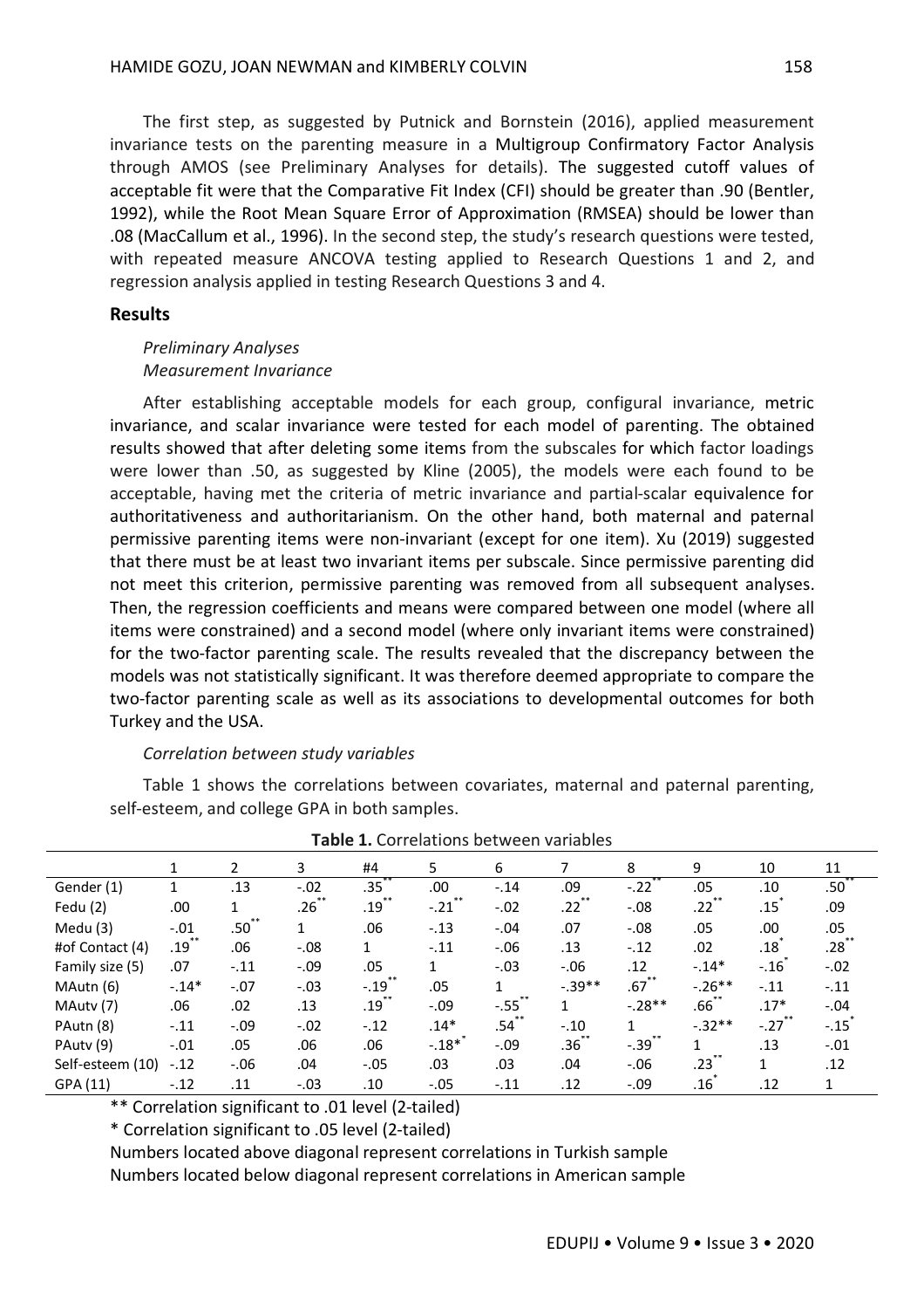The first step, as suggested by Putnick and Bornstein (2016), applied measurement invariance tests on the parenting measure in a Multigroup Confirmatory Factor Analysis through AMOS (see Preliminary Analyses for details). The suggested cutoff values of acceptable fit were that the Comparative Fit Index (CFI) should be greater than .90 (Bentler, 1992), while the Root Mean Square Error of Approximation (RMSEA) should be lower than .08 (MacCallum et al., 1996). In the second step, the study's research questions were tested, with repeated measure ANCOVA testing applied to Research Questions 1 and 2, and regression analysis applied in testing Research Questions 3 and 4.

## Results

### *Preliminary Analyses*

#### *Measurement Invariance*

After establishing acceptable models for each group, configural invariance, metric invariance, and scalar invariance were tested for each model of parenting. The obtained results showed that after deleting some items from the subscales for which factor loadings were lower than .50, as suggested by Kline (2005), the models were each found to be acceptable, having met the criteria of metric invariance and partial-scalar equivalence for authoritativeness and authoritarianism. On the other hand, both maternal and paternal permissive parenting items were non-invariant (except for one item). Xu (2019) suggested that there must be at least two invariant items per subscale. Since permissive parenting did not meet this criterion, permissive parenting was removed from all subsequent analyses. Then, the regression coefficients and means were compared between one model (where all items were constrained) and a second model (where only invariant items were constrained) for the two-factor parenting scale. The results revealed that the discrepancy between the models was not statistically significant. It was therefore deemed appropriate to compare the two-factor parenting scale as well as its associations to developmental outcomes for both Turkey and the USA.

#### *Correlation between study variables*

Table 1 shows the correlations between covariates, maternal and paternal parenting, self-esteem, and college GPA in both samples.

**Table 1.** Correlations between variables

| | 1 | 2 | 3 | #4 | 5 | 6 | 7 | 8 | 9 | 10 | 11 |
|---|---|---|---|---|---|---|---|---|---|---|---|
| Gender (1) | 1 | .13 | -.02 | .35** | .00 | -.14 | .09 | -.22** | .05 | .10 | .50** |
| Fedu (2) | .00 | 1 | .26** | .19** | -.21** | -.02 | .22** | -.08 | .22** | .15* | .09 |
| Medu (3) | -.01 | .50** | 1 | .06 | -.13 | -.04 | .07 | -.08 | .05 | .00 | .05 |
| #of Contact (4) | .19** | .06 | -.08 | 1 | -.11 | -.06 | .13 | -.12 | .02 | .18* | .28** |
| Family size (5) | .07 | -.11 | -.09 | .05 | 1 | -.03 | -.06 | .12 | -.14* | -.16* | -.02 |
| MAutn (6) | -.14* | -.07 | -.03 | -.19** | .05 | 1 | -.39** | .67** | -.26** | -.11 | -.11 |
| MAutv (7) | .06 | .02 | .13 | .19** | -.09 | -.55** | 1 | -.28** | .66** | .17* | -.04 |
| PAutn (8) | -.11 | -.09 | -.02 | -.12 | .14* | .54** | -.10 | 1 | -.32** | -.27** | -.15* |
| PAutv (9) | -.01 | .05 | .06 | .06 | -.18* | -.09 | .36** | -.39** | 1 | .13 | -.01 |
| Self-esteem (10) | -.12 | -.06 | .04 | -.05 | .03 | .03 | .04 | -.06 | .23** | 1 | .12 |
| GPA (11) | -.12 | .11 | -.03 | .10 | -.05 | -.11 | .12 | -.09 | .16* | .12 | 1 |

** Correlation significant to .01 level (2-tailed)

* Correlation significant to .05 level (2-tailed)

Numbers located above diagonal represent correlations in Turkish sample

Numbers located below diagonal represent correlations in American sample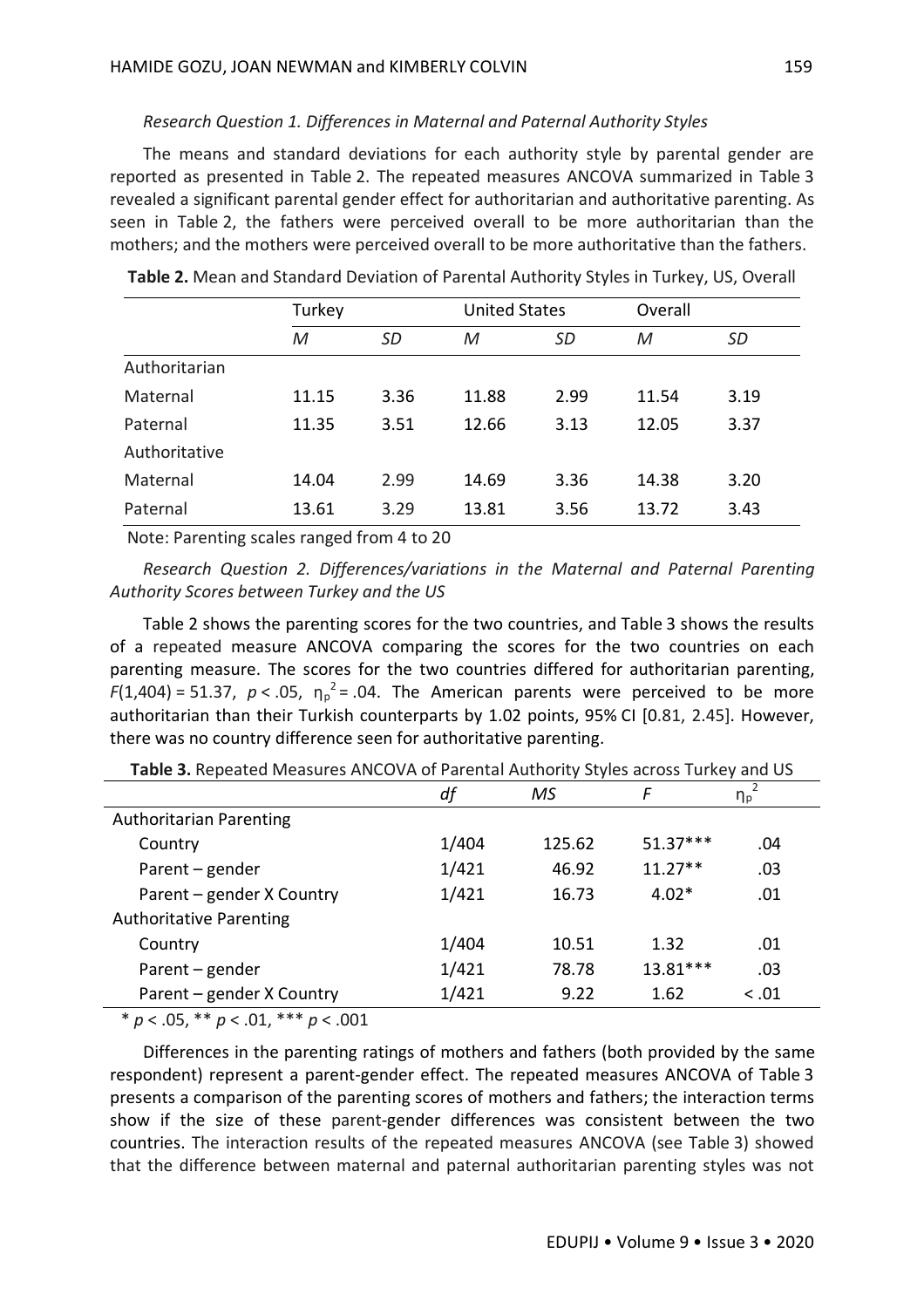*Research Question 1. Differences in Maternal and Paternal Authority Styles*

The means and standard deviations for each authority style by parental gender are reported as presented in Table 2. The repeated measures ANCOVA summarized in Table 3 revealed a significant parental gender effect for authoritarian and authoritative parenting. As seen in Table 2, the fathers were perceived overall to be more authoritarian than the mothers; and the mothers were perceived overall to be more authoritative than the fathers.

**Table 2.** Mean and Standard Deviation of Parental Authority Styles in Turkey, US, Overall

| | Turkey | | United States | | Overall | |
|---|---|---|---|---|---|---|
| | *M* | *SD* | *M* | *SD* | *M* | *SD* |
| Authoritarian | | | | | | |
| Maternal | 11.15 | 3.36 | 11.88 | 2.99 | 11.54 | 3.19 |
| Paternal | 11.35 | 3.51 | 12.66 | 3.13 | 12.05 | 3.37 |
| Authoritative | | | | | | |
| Maternal | 14.04 | 2.99 | 14.69 | 3.36 | 14.38 | 3.20 |
| Paternal | 13.61 | 3.29 | 13.81 | 3.56 | 13.72 | 3.43 |

Note: Parenting scales ranged from 4 to 20

*Research Question 2. Differences/variations in the Maternal and Paternal Parenting Authority Scores between Turkey and the US*

Table 2 shows the parenting scores for the two countries, and Table 3 shows the results of a repeated measure ANCOVA comparing the scores for the two countries on each parenting measure. The scores for the two countries differed for authoritarian parenting, $F(1,404) = 51.37$, $p < .05$, $\eta_p^2 = .04$. The American parents were perceived to be more authoritarian than their Turkish counterparts by 1.02 points, 95% CI [0.81, 2.45]. However, there was no country difference seen for authoritative parenting.

**Table 3.** Repeated Measures ANCOVA of Parental Authority Styles across Turkey and US

| | *df* | *MS* | *F* | $\eta_p^2$ |
|---|---|---|---|---|
| Authoritarian Parenting | | | | |
| Country | 1/404 | 125.62 | 51.37*** | .04 |
| Parent – gender | 1/421 | 46.92 | 11.27** | .03 |
| Parent – gender X Country | 1/421 | 16.73 | 4.02* | .01 |
| Authoritative Parenting | | | | |
| Country | 1/404 | 10.51 | 1.32 | .01 |
| Parent – gender | 1/421 | 78.78 | 13.81*** | .03 |
| Parent – gender X Country | 1/421 | 9.22 | 1.62 | < .01 |

\* $p < .05$, ** $p < .01$, *** $p < .001$

Differences in the parenting ratings of mothers and fathers (both provided by the same respondent) represent a parent-gender effect. The repeated measures ANCOVA of Table 3 presents a comparison of the parenting scores of mothers and fathers; the interaction terms show if the size of these parent-gender differences was consistent between the two countries. The interaction results of the repeated measures ANCOVA (see Table 3) showed that the difference between maternal and paternal authoritarian parenting styles was not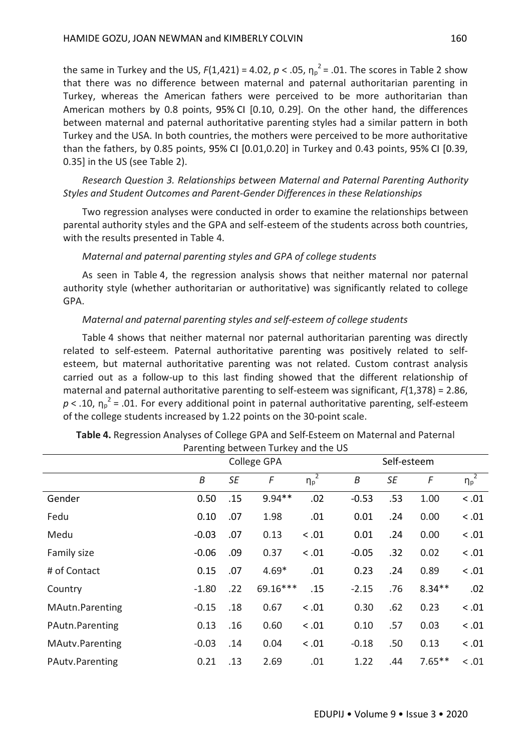the same in Turkey and the US, $F(1,421) = 4.02$, $p < .05$, $\eta_p^2 = .01$. The scores in Table 2 show that there was no difference between maternal and paternal authoritarian parenting in Turkey, whereas the American fathers were perceived to be more authoritarian than American mothers by 0.8 points, 95% CI [0.10, 0.29]. On the other hand, the differences between maternal and paternal authoritative parenting styles had a similar pattern in both Turkey and the USA. In both countries, the mothers were perceived to be more authoritative than the fathers, by 0.85 points, 95% CI [0.01,0.20] in Turkey and 0.43 points, 95% CI [0.39, 0.35] in the US (see Table 2).

*Research Question 3. Relationships between Maternal and Paternal Parenting Authority Styles and Student Outcomes and Parent-Gender Differences in these Relationships*

Two regression analyses were conducted in order to examine the relationships between parental authority styles and the GPA and self-esteem of the students across both countries, with the results presented in Table 4.

*Maternal and paternal parenting styles and GPA of college students*

As seen in Table 4, the regression analysis shows that neither maternal nor paternal authority style (whether authoritarian or authoritative) was significantly related to college GPA.

*Maternal and paternal parenting styles and self-esteem of college students*

Table 4 shows that neither maternal nor paternal authoritarian parenting was directly related to self-esteem. Paternal authoritative parenting was positively related to self-esteem, but maternal authoritative parenting was not related. Custom contrast analysis carried out as a follow-up to this last finding showed that the different relationship of maternal and paternal authoritative parenting to self-esteem was significant, $F(1,378) = 2.86$, $p < .10$, $\eta_p^2 = .01$. For every additional point in paternal authoritative parenting, self-esteem of the college students increased by 1.22 points on the 30-point scale.

**Table 4.** Regression Analyses of College GPA and Self-Esteem on Maternal and Paternal Parenting between Turkey and the US

| | College GPA | | | | Self-esteem | | | |
|---|---|---|---|---|---|---|---|---|
| | *B* | *SE* | *F* | $\eta_p^2$ | *B* | *SE* | *F* | $\eta_p^2$ |
| Gender | 0.50 | .15 | 9.94** | .02 | -0.53 | .53 | 1.00 | < .01 |
| Fedu | 0.10 | .07 | 1.98 | .01 | 0.01 | .24 | 0.00 | < .01 |
| Medu | -0.03 | .07 | 0.13 | < .01 | 0.01 | .24 | 0.00 | < .01 |
| Family size | -0.06 | .09 | 0.37 | < .01 | -0.05 | .32 | 0.02 | < .01 |
| # of Contact | 0.15 | .07 | 4.69* | .01 | 0.23 | .24 | 0.89 | < .01 |
| Country | -1.80 | .22 | 69.16*** | .15 | -2.15 | .76 | 8.34** | .02 |
| MAutn.Parenting | -0.15 | .18 | 0.67 | < .01 | 0.30 | .62 | 0.23 | < .01 |
| PAutn.Parenting | 0.13 | .16 | 0.60 | < .01 | 0.10 | .57 | 0.03 | < .01 |
| MAutv.Parenting | -0.03 | .14 | 0.04 | < .01 | -0.18 | .50 | 0.13 | < .01 |
| PAutv.Parenting | 0.21 | .13 | 2.69 | .01 | 1.22 | .44 | 7.65** | < .01 |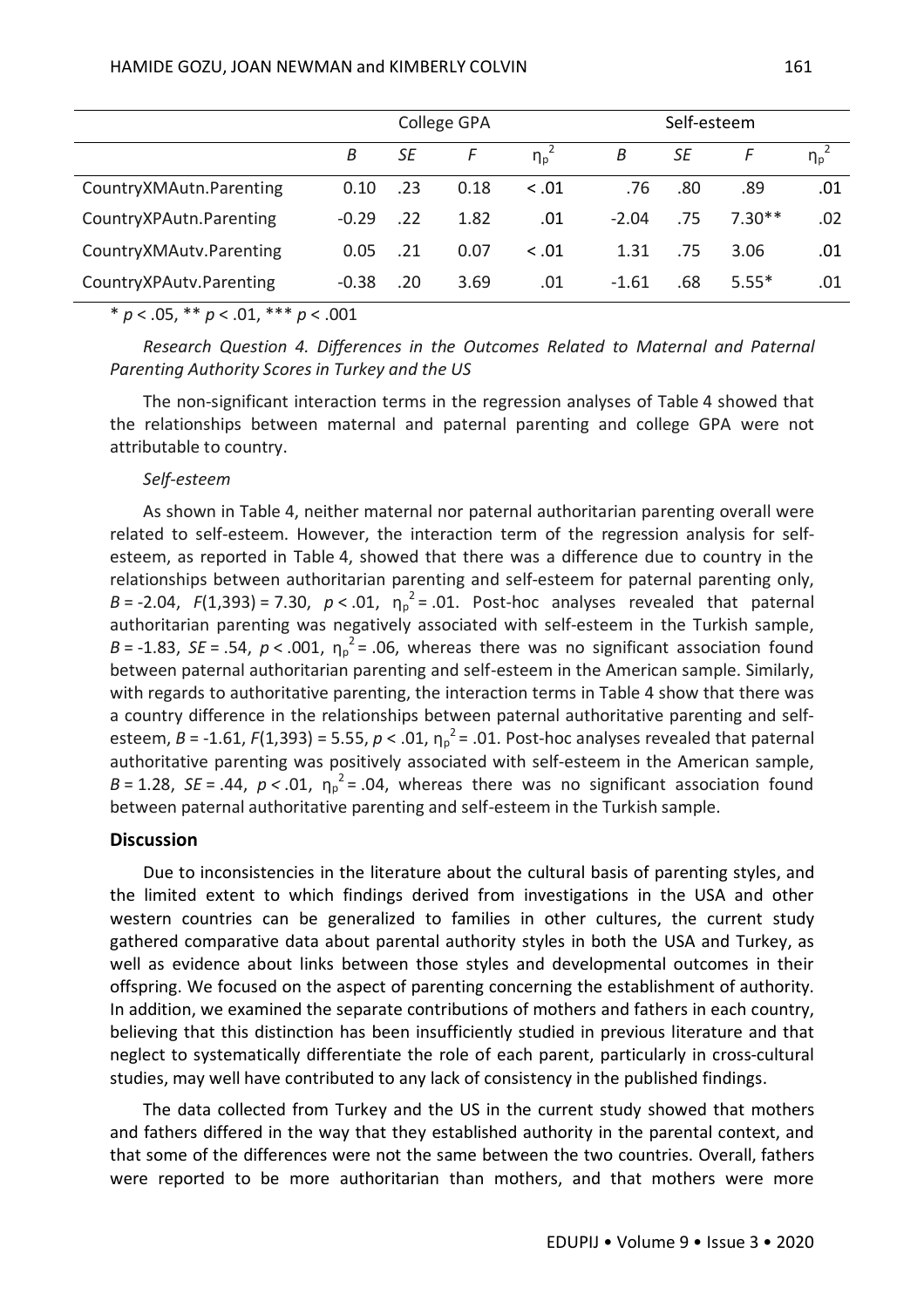| | College GPA | | | | Self-esteem | | | |
|---|---|---|---|---|---|---|---|---|
| | *B* | *SE* | *F* | $\eta_p^2$ | *B* | *SE* | *F* | $\eta_p^2$ |
| CountryXMAutn.Parenting | 0.10 | .23 | 0.18 | < .01 | .76 | .80 | .89 | .01 |
| CountryXPAutn.Parenting | -0.29 | .22 | 1.82 | .01 | -2.04 | .75 | 7.30** | .02 |
| CountryXMAutv.Parenting | 0.05 | .21 | 0.07 | < .01 | 1.31 | .75 | 3.06 | .01 |
| CountryXPAutv.Parenting | -0.38 | .20 | 3.69 | .01 | -1.61 | .68 | 5.55* | .01 |

* $p < .05$, ** $p < .01$, *** $p < .001$

*Research Question 4. Differences in the Outcomes Related to Maternal and Paternal Parenting Authority Scores in Turkey and the US*

The non-significant interaction terms in the regression analyses of Table 4 showed that the relationships between maternal and paternal parenting and college GPA were not attributable to country.

*Self-esteem*

As shown in Table 4, neither maternal nor paternal authoritarian parenting overall were related to self-esteem. However, the interaction term of the regression analysis for self-esteem, as reported in Table 4, showed that there was a difference due to country in the relationships between authoritarian parenting and self-esteem for paternal parenting only, $B = -2.04$, $F(1,393) = 7.30$, $p < .01$, $\eta_p^2 = .01$. Post-hoc analyses revealed that paternal authoritarian parenting was negatively associated with self-esteem in the Turkish sample, $B = -1.83$, $SE = .54$, $p < .001$, $\eta_p^2 = .06$, whereas there was no significant association found between paternal authoritarian parenting and self-esteem in the American sample. Similarly, with regards to authoritative parenting, the interaction terms in Table 4 show that there was a country difference in the relationships between paternal authoritative parenting and self-esteem, $B = -1.61$, $F(1,393) = 5.55$, $p < .01$, $\eta_p^2 = .01$. Post-hoc analyses revealed that paternal authoritative parenting was positively associated with self-esteem in the American sample, $B = 1.28$, $SE = .44$, $p < .01$, $\eta_p^2 = .04$, whereas there was no significant association found between paternal authoritative parenting and self-esteem in the Turkish sample.

## Discussion

Due to inconsistencies in the literature about the cultural basis of parenting styles, and the limited extent to which findings derived from investigations in the USA and other western countries can be generalized to families in other cultures, the current study gathered comparative data about parental authority styles in both the USA and Turkey, as well as evidence about links between those styles and developmental outcomes in their offspring. We focused on the aspect of parenting concerning the establishment of authority. In addition, we examined the separate contributions of mothers and fathers in each country, believing that this distinction has been insufficiently studied in previous literature and that neglect to systematically differentiate the role of each parent, particularly in cross-cultural studies, may well have contributed to any lack of consistency in the published findings.

The data collected from Turkey and the US in the current study showed that mothers and fathers differed in the way that they established authority in the parental context, and that some of the differences were not the same between the two countries. Overall, fathers were reported to be more authoritarian than mothers, and that mothers were more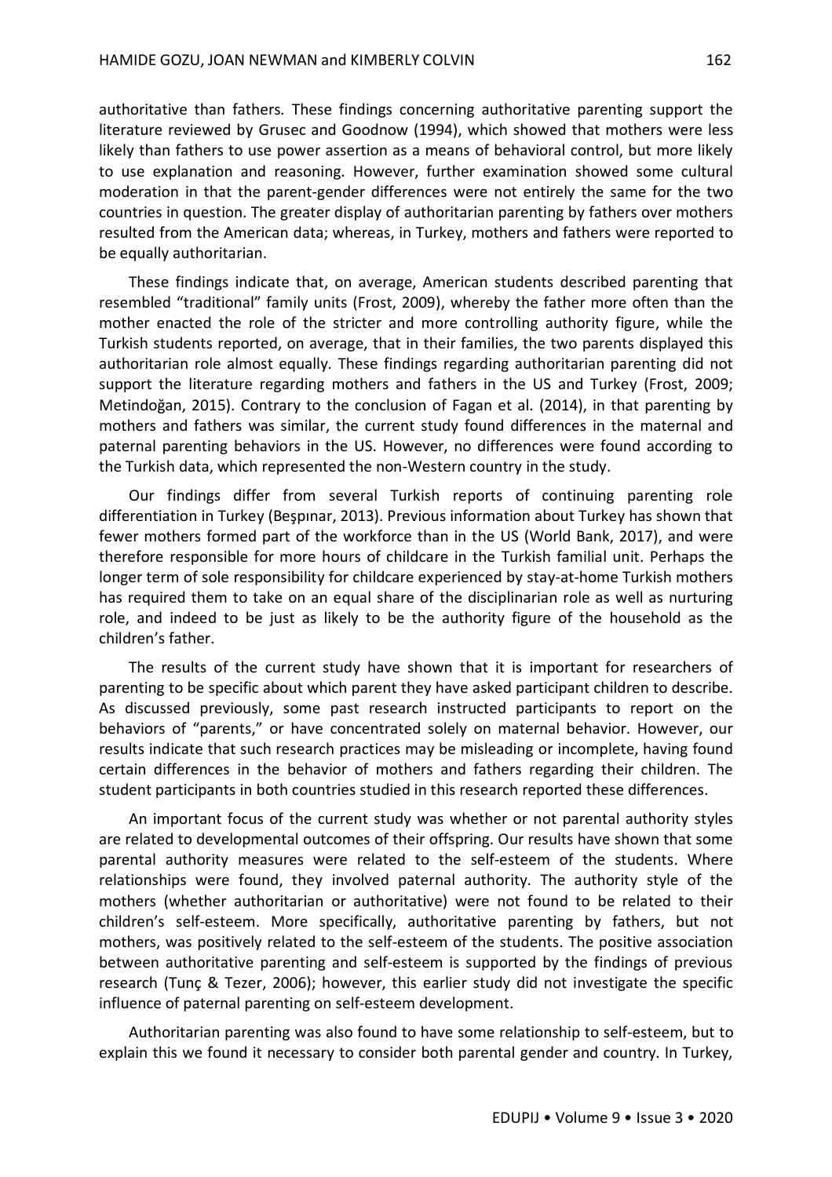authoritative than fathers*.* These findings concerning authoritative parenting support the literature reviewed by Grusec and Goodnow (1994), which showed that mothers were less likely than fathers to use power assertion as a means of behavioral control, but more likely to use explanation and reasoning. However, further examination showed some cultural moderation in that the parent-gender differences were not entirely the same for the two countries in question. The greater display of authoritarian parenting by fathers over mothers resulted from the American data; whereas, in Turkey, mothers and fathers were reported to be equally authoritarian.

These findings indicate that, on average, American students described parenting that resembled "traditional" family units (Frost, 2009), whereby the father more often than the mother enacted the role of the stricter and more controlling authority figure, while the Turkish students reported, on average, that in their families, the two parents displayed this authoritarian role almost equally. These findings regarding authoritarian parenting did not support the literature regarding mothers and fathers in the US and Turkey (Frost, 2009; Metindoğan, 2015). Contrary to the conclusion of Fagan et al. (2014), in that parenting by mothers and fathers was similar, the current study found differences in the maternal and paternal parenting behaviors in the US. However, no differences were found according to the Turkish data, which represented the non-Western country in the study.

Our findings differ from several Turkish reports of continuing parenting role differentiation in Turkey (Beşpınar, 2013). Previous information about Turkey has shown that fewer mothers formed part of the workforce than in the US (World Bank, 2017), and were therefore responsible for more hours of childcare in the Turkish familial unit. Perhaps the longer term of sole responsibility for childcare experienced by stay-at-home Turkish mothers has required them to take on an equal share of the disciplinarian role as well as nurturing role, and indeed to be just as likely to be the authority figure of the household as the children's father.

The results of the current study have shown that it is important for researchers of parenting to be specific about which parent they have asked participant children to describe. As discussed previously, some past research instructed participants to report on the behaviors of "parents," or have concentrated solely on maternal behavior. However, our results indicate that such research practices may be misleading or incomplete, having found certain differences in the behavior of mothers and fathers regarding their children. The student participants in both countries studied in this research reported these differences.

An important focus of the current study was whether or not parental authority styles are related to developmental outcomes of their offspring. Our results have shown that some parental authority measures were related to the self-esteem of the students. Where relationships were found, they involved paternal authority. The authority style of the mothers (whether authoritarian or authoritative) were not found to be related to their children's self-esteem. More specifically, authoritative parenting by fathers, but not mothers, was positively related to the self-esteem of the students. The positive association between authoritative parenting and self-esteem is supported by the findings of previous research (Tunç & Tezer, 2006); however, this earlier study did not investigate the specific influence of paternal parenting on self-esteem development.

Authoritarian parenting was also found to have some relationship to self-esteem, but to explain this we found it necessary to consider both parental gender and country. In Turkey,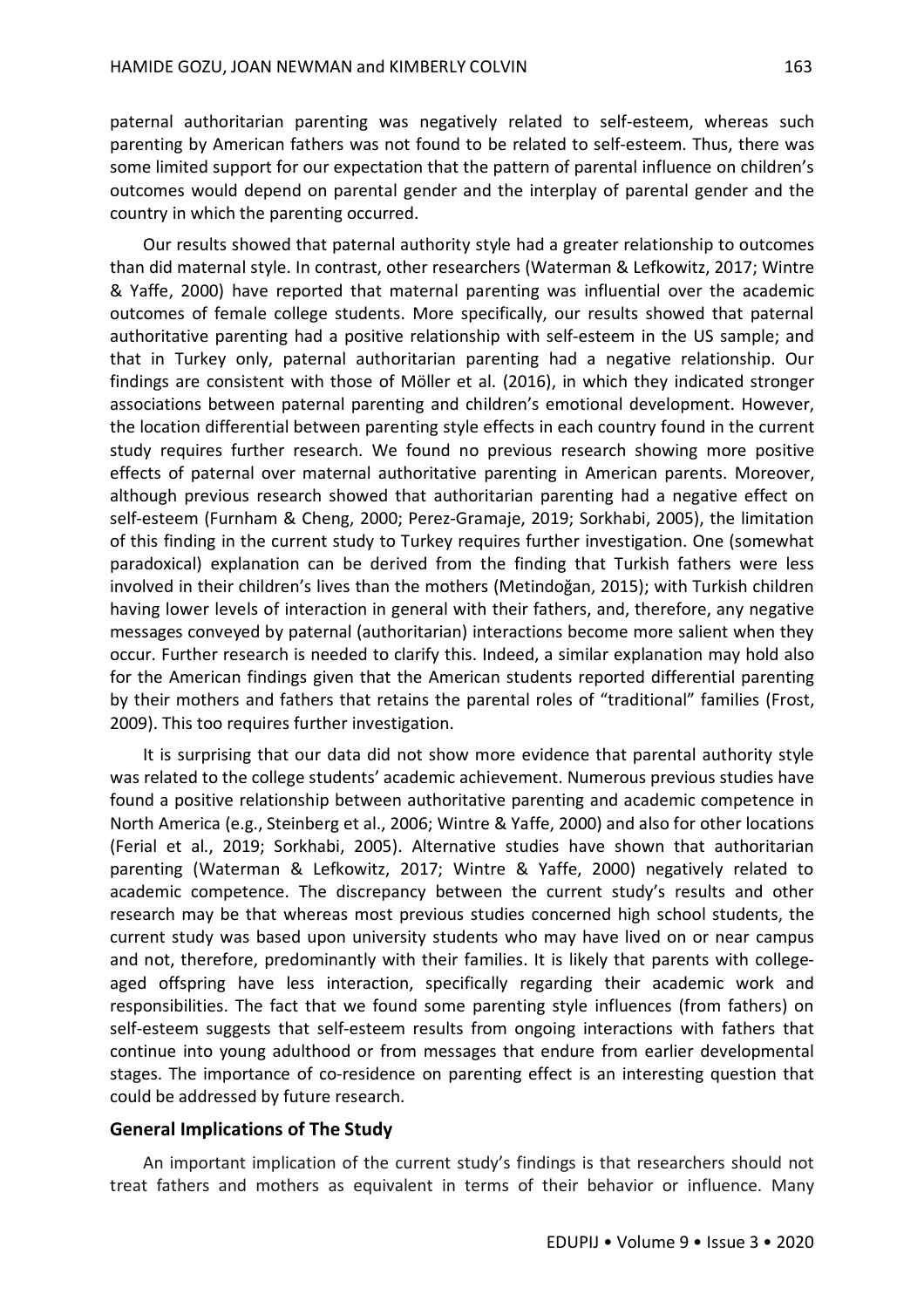paternal authoritarian parenting was negatively related to self-esteem, whereas such parenting by American fathers was not found to be related to self-esteem. Thus, there was some limited support for our expectation that the pattern of parental influence on children's outcomes would depend on parental gender and the interplay of parental gender and the country in which the parenting occurred.

Our results showed that paternal authority style had a greater relationship to outcomes than did maternal style. In contrast, other researchers (Waterman & Lefkowitz, 2017; Wintre & Yaffe, 2000) have reported that maternal parenting was influential over the academic outcomes of female college students. More specifically, our results showed that paternal authoritative parenting had a positive relationship with self-esteem in the US sample; and that in Turkey only, paternal authoritarian parenting had a negative relationship. Our findings are consistent with those of Möller et al. (2016), in which they indicated stronger associations between paternal parenting and children's emotional development. However, the location differential between parenting style effects in each country found in the current study requires further research. We found no previous research showing more positive effects of paternal over maternal authoritative parenting in American parents. Moreover, although previous research showed that authoritarian parenting had a negative effect on self-esteem (Furnham & Cheng, 2000; Perez-Gramaje, 2019; Sorkhabi, 2005), the limitation of this finding in the current study to Turkey requires further investigation. One (somewhat paradoxical) explanation can be derived from the finding that Turkish fathers were less involved in their children's lives than the mothers (Metindoğan, 2015); with Turkish children having lower levels of interaction in general with their fathers, and, therefore, any negative messages conveyed by paternal (authoritarian) interactions become more salient when they occur. Further research is needed to clarify this. Indeed, a similar explanation may hold also for the American findings given that the American students reported differential parenting by their mothers and fathers that retains the parental roles of "traditional" families (Frost, 2009). This too requires further investigation.

It is surprising that our data did not show more evidence that parental authority style was related to the college students' academic achievement. Numerous previous studies have found a positive relationship between authoritative parenting and academic competence in North America (e.g., Steinberg et al., 2006; Wintre & Yaffe, 2000) and also for other locations (Ferial et al., 2019; Sorkhabi, 2005). Alternative studies have shown that authoritarian parenting (Waterman & Lefkowitz, 2017; Wintre & Yaffe, 2000) negatively related to academic competence. The discrepancy between the current study's results and other research may be that whereas most previous studies concerned high school students, the current study was based upon university students who may have lived on or near campus and not, therefore, predominantly with their families. It is likely that parents with college-aged offspring have less interaction, specifically regarding their academic work and responsibilities. The fact that we found some parenting style influences (from fathers) on self-esteem suggests that self-esteem results from ongoing interactions with fathers that continue into young adulthood or from messages that endure from earlier developmental stages. The importance of co-residence on parenting effect is an interesting question that could be addressed by future research.

### General Implications of The Study

An important implication of the current study's findings is that researchers should not treat fathers and mothers as equivalent in terms of their behavior or influence. Many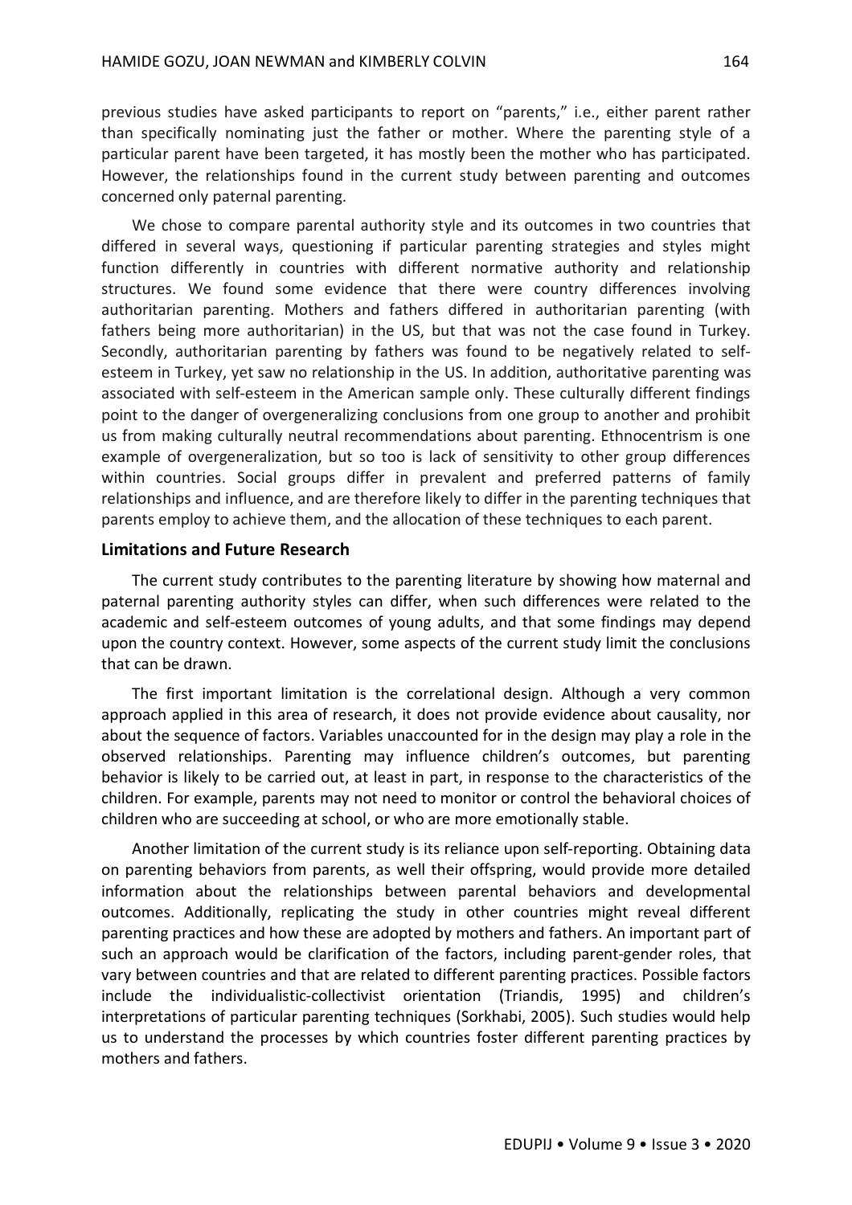previous studies have asked participants to report on "parents," i.e., either parent rather than specifically nominating just the father or mother. Where the parenting style of a particular parent have been targeted, it has mostly been the mother who has participated. However, the relationships found in the current study between parenting and outcomes concerned only paternal parenting.

We chose to compare parental authority style and its outcomes in two countries that differed in several ways, questioning if particular parenting strategies and styles might function differently in countries with different normative authority and relationship structures. We found some evidence that there were country differences involving authoritarian parenting. Mothers and fathers differed in authoritarian parenting (with fathers being more authoritarian) in the US, but that was not the case found in Turkey. Secondly, authoritarian parenting by fathers was found to be negatively related to self-esteem in Turkey, yet saw no relationship in the US. In addition, authoritative parenting was associated with self-esteem in the American sample only. These culturally different findings point to the danger of overgeneralizing conclusions from one group to another and prohibit us from making culturally neutral recommendations about parenting. Ethnocentrism is one example of overgeneralization, but so too is lack of sensitivity to other group differences within countries. Social groups differ in prevalent and preferred patterns of family relationships and influence, and are therefore likely to differ in the parenting techniques that parents employ to achieve them, and the allocation of these techniques to each parent.

## Limitations and Future Research

The current study contributes to the parenting literature by showing how maternal and paternal parenting authority styles can differ, when such differences were related to the academic and self-esteem outcomes of young adults, and that some findings may depend upon the country context. However, some aspects of the current study limit the conclusions that can be drawn.

The first important limitation is the correlational design. Although a very common approach applied in this area of research, it does not provide evidence about causality, nor about the sequence of factors. Variables unaccounted for in the design may play a role in the observed relationships. Parenting may influence children's outcomes, but parenting behavior is likely to be carried out, at least in part, in response to the characteristics of the children. For example, parents may not need to monitor or control the behavioral choices of children who are succeeding at school, or who are more emotionally stable.

Another limitation of the current study is its reliance upon self-reporting. Obtaining data on parenting behaviors from parents, as well their offspring, would provide more detailed information about the relationships between parental behaviors and developmental outcomes. Additionally, replicating the study in other countries might reveal different parenting practices and how these are adopted by mothers and fathers. An important part of such an approach would be clarification of the factors, including parent-gender roles, that vary between countries and that are related to different parenting practices. Possible factors include the individualistic-collectivist orientation (Triandis, 1995) and children's interpretations of particular parenting techniques (Sorkhabi, 2005). Such studies would help us to understand the processes by which countries foster different parenting practices by mothers and fathers.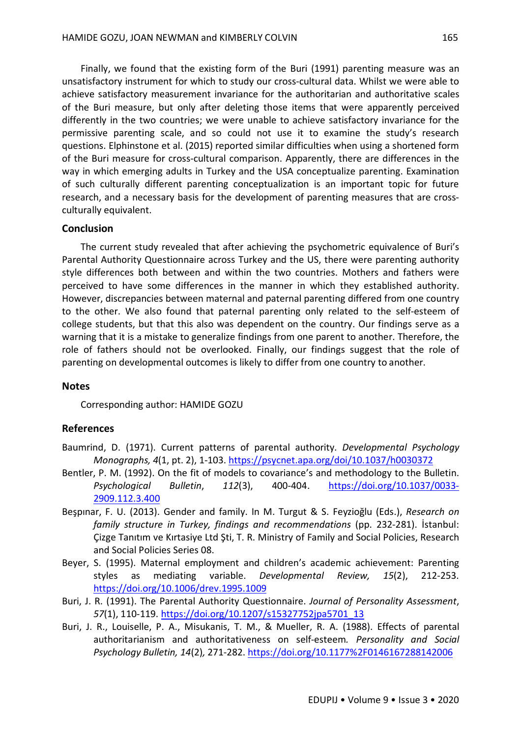Finally, we found that the existing form of the Buri (1991) parenting measure was an unsatisfactory instrument for which to study our cross-cultural data. Whilst we were able to achieve satisfactory measurement invariance for the authoritarian and authoritative scales of the Buri measure, but only after deleting those items that were apparently perceived differently in the two countries; we were unable to achieve satisfactory invariance for the permissive parenting scale, and so could not use it to examine the study's research questions. Elphinstone et al. (2015) reported similar difficulties when using a shortened form of the Buri measure for cross-cultural comparison. Apparently, there are differences in the way in which emerging adults in Turkey and the USA conceptualize parenting. Examination of such culturally different parenting conceptualization is an important topic for future research, and a necessary basis for the development of parenting measures that are cross-culturally equivalent.

## Conclusion

The current study revealed that after achieving the psychometric equivalence of Buri's Parental Authority Questionnaire across Turkey and the US, there were parenting authority style differences both between and within the two countries. Mothers and fathers were perceived to have some differences in the manner in which they established authority. However, discrepancies between maternal and paternal parenting differed from one country to the other. We also found that paternal parenting only related to the self-esteem of college students, but that this also was dependent on the country. Our findings serve as a warning that it is a mistake to generalize findings from one parent to another. Therefore, the role of fathers should not be overlooked. Finally, our findings suggest that the role of parenting on developmental outcomes is likely to differ from one country to another.

## Notes

Corresponding author: HAMIDE GOZU

## References

Baumrind, D. (1971). Current patterns of parental authority. *Developmental Psychology Monographs, 4*(1, pt. 2), 1-103. https://psycnet.apa.org/doi/10.1037/h0030372

Bentler, P. M. (1992). On the fit of models to covariance's and methodology to the Bulletin. *Psychological Bulletin*, *112*(3), 400-404. https://doi.org/10.1037/0033-2909.112.3.400

Beşpınar, F. U. (2013). Gender and family. In M. Turgut & S. Feyzioğlu (Eds.), *Research on family structure in Turkey, findings and recommendations* (pp. 232-281). İstanbul: Çizge Tanıtım ve Kırtasiye Ltd Şti, T. R. Ministry of Family and Social Policies, Research and Social Policies Series 08.

Beyer, S. (1995). Maternal employment and children's academic achievement: Parenting styles as mediating variable. *Developmental Review, 15*(2), 212-253. https://doi.org/10.1006/drev.1995.1009

Buri, J. R. (1991). The Parental Authority Questionnaire. *Journal of Personality Assessment*, *57*(1), 110-119. https://doi.org/10.1207/s15327752jpa5701_13

Buri, J. R., Louiselle, P. A., Misukanis, T. M., & Mueller, R. A. (1988). Effects of parental authoritarianism and authoritativeness on self-esteem*. Personality and Social Psychology Bulletin, 14*(2)*,* 271-282. https://doi.org/10.1177%2F0146167288142006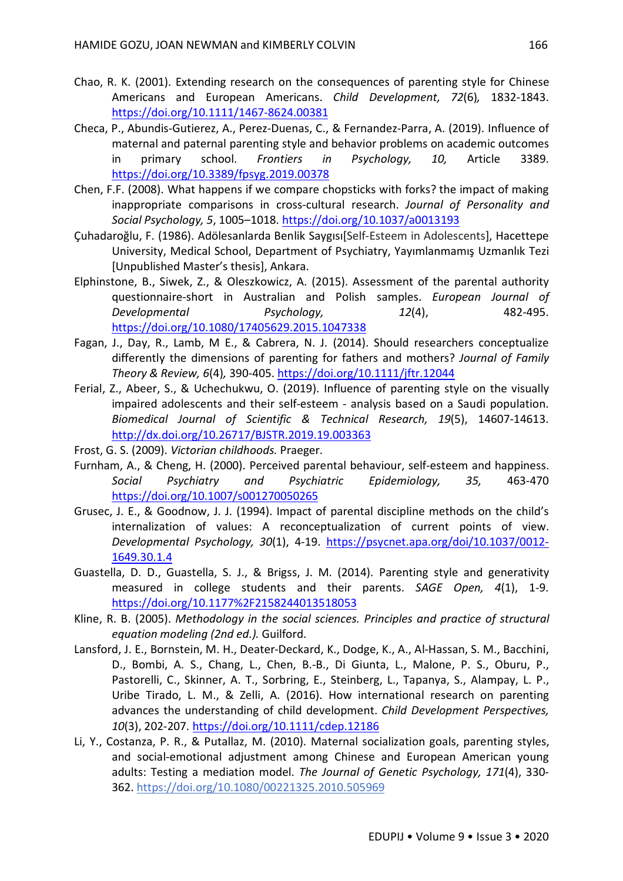Chao, R. K. (2001). Extending research on the consequences of parenting style for Chinese Americans and European Americans. *Child Development, 72*(6)*,* 1832-1843. https://doi.org/10.1111/1467-8624.00381

Checa, P., Abundis-Gutierez, A., Perez-Duenas, C., & Fernandez-Parra, A. (2019). Influence of maternal and paternal parenting style and behavior problems on academic outcomes in primary school. *Frontiers in Psychology, 10,* Article 3389. https://doi.org/10.3389/fpsyg.2019.00378

Chen, F.F. (2008). What happens if we compare chopsticks with forks? the impact of making inappropriate comparisons in cross-cultural research. *Journal of Personality and Social Psychology, 5*, 1005–1018. https://doi.org/10.1037/a0013193

Çuhadaroğlu, F. (1986). Adölesanlarda Benlik Saygısı[Self-Esteem in Adolescents], Hacettepe University, Medical School, Department of Psychiatry, Yayımlanmamış Uzmanlık Tezi [Unpublished Master's thesis], Ankara.

Elphinstone, B., Siwek, Z., & Oleszkowicz, A. (2015). Assessment of the parental authority questionnaire-short in Australian and Polish samples. *European Journal of Developmental Psychology, 12*(4), 482-495. https://doi.org/10.1080/17405629.2015.1047338

Fagan, J., Day, R., Lamb, M E., & Cabrera, N. J. (2014). Should researchers conceptualize differently the dimensions of parenting for fathers and mothers? *Journal of Family Theory & Review, 6*(4)*,* 390-405. https://doi.org/10.1111/jftr.12044

Ferial, Z., Abeer, S., & Uchechukwu, O. (2019). Influence of parenting style on the visually impaired adolescents and their self-esteem - analysis based on a Saudi population. *Biomedical Journal of Scientific & Technical Research, 19*(5), 14607-14613. http://dx.doi.org/10.26717/BJSTR.2019.19.003363

Frost, G. S. (2009). *Victorian childhoods.* Praeger.

Furnham, A., & Cheng, H. (2000). Perceived parental behaviour, self-esteem and happiness. *Social Psychiatry and Psychiatric Epidemiology, 35,* 463-470 https://doi.org/10.1007/s001270050265

Grusec, J. E., & Goodnow, J. J. (1994). Impact of parental discipline methods on the child's internalization of values: A reconceptualization of current points of view. *Developmental Psychology, 30*(1), 4-19. https://psycnet.apa.org/doi/10.1037/0012-1649.30.1.4

Guastella, D. D., Guastella, S. J., & Brigss, J. M. (2014). Parenting style and generativity measured in college students and their parents. *SAGE Open, 4*(1), 1-9. https://doi.org/10.1177%2F2158244013518053

Kline, R. B. (2005). *Methodology in the social sciences. Principles and practice of structural equation modeling (2nd ed.).* Guilford.

Lansford, J. E., Bornstein, M. H., Deater-Deckard, K., Dodge, K., A., Al-Hassan, S. M., Bacchini, D., Bombi, A. S., Chang, L., Chen, B.-B., Di Giunta, L., Malone, P. S., Oburu, P., Pastorelli, C., Skinner, A. T., Sorbring, E., Steinberg, L., Tapanya, S., Alampay, L. P., Uribe Tirado, L. M., & Zelli, A. (2016). How international research on parenting advances the understanding of child development. *Child Development Perspectives, 10*(3), 202-207. https://doi.org/10.1111/cdep.12186

Li, Y., Costanza, P. R., & Putallaz, M. (2010). Maternal socialization goals, parenting styles, and social-emotional adjustment among Chinese and European American young adults: Testing a mediation model. *The Journal of Genetic Psychology, 171*(4), 330-362. https://doi.org/10.1080/00221325.2010.505969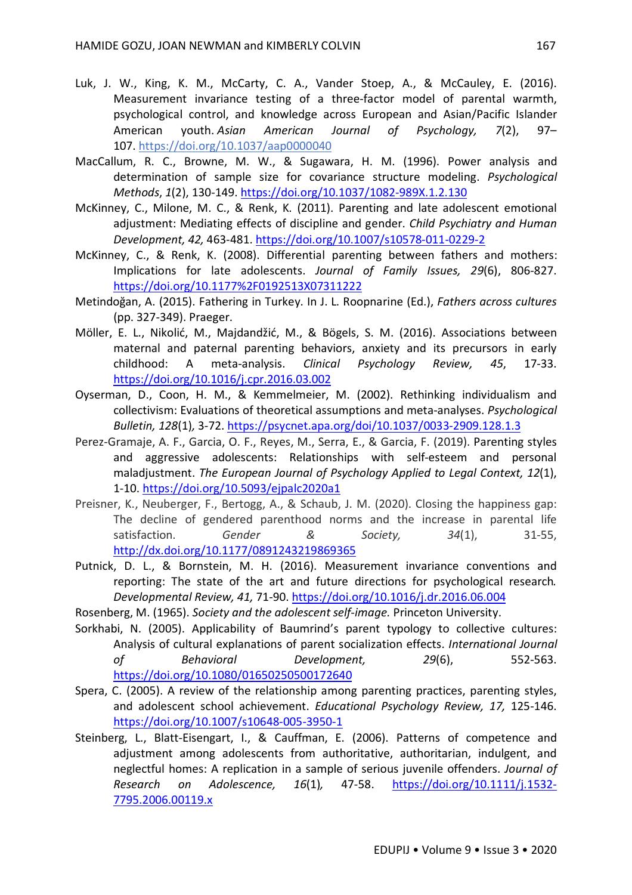Luk, J. W., King, K. M., McCarty, C. A., Vander Stoep, A., & McCauley, E. (2016). Measurement invariance testing of a three-factor model of parental warmth, psychological control, and knowledge across European and Asian/Pacific Islander American youth. *Asian American Journal of Psychology, 7*(2), 97–107. https://doi.org/10.1037/aap0000040

MacCallum, R. C., Browne, M. W., & Sugawara, H. M. (1996). Power analysis and determination of sample size for covariance structure modeling. *Psychological Methods*, *1*(2), 130-149. https://doi.org/10.1037/1082-989X.1.2.130

McKinney, C., Milone, M. C., & Renk, K. (2011). Parenting and late adolescent emotional adjustment: Mediating effects of discipline and gender. *Child Psychiatry and Human Development, 42,* 463-481. https://doi.org/10.1007/s10578-011-0229-2

McKinney, C., & Renk, K. (2008). Differential parenting between fathers and mothers: Implications for late adolescents. *Journal of Family Issues, 29*(6), 806-827. https://doi.org/10.1177%2F0192513X07311222

Metindoğan, A. (2015). Fathering in Turkey. In J. L. Roopnarine (Ed.), *Fathers across cultures* (pp. 327-349). Praeger.

Möller, E. L., Nikolić, M., Majdandžić, M., & Bögels, S. M. (2016). Associations between maternal and paternal parenting behaviors, anxiety and its precursors in early childhood: A meta-analysis. *Clinical Psychology Review, 45*, 17-33. https://doi.org/10.1016/j.cpr.2016.03.002

Oyserman, D., Coon, H. M., & Kemmelmeier, M. (2002). Rethinking individualism and collectivism: Evaluations of theoretical assumptions and meta-analyses. *Psychological Bulletin, 128*(1)*,* 3-72. https://psycnet.apa.org/doi/10.1037/0033-2909.128.1.3

Perez-Gramaje, A. F., Garcia, O. F., Reyes, M., Serra, E., & Garcia, F. (2019). Parenting styles and aggressive adolescents: Relationships with self-esteem and personal maladjustment. *The European Journal of Psychology Applied to Legal Context, 12*(1), 1-10. https://doi.org/10.5093/ejpalc2020a1

Preisner, K., Neuberger, F., Bertogg, A., & Schaub, J. M. (2020). Closing the happiness gap: The decline of gendered parenthood norms and the increase in parental life satisfaction. *Gender & Society, 34*(1), 31-55, http://dx.doi.org/10.1177/0891243219869365

Putnick, D. L., & Bornstein, M. H. (2016). Measurement invariance conventions and reporting: The state of the art and future directions for psychological research*. Developmental Review, 41,* 71-90. https://doi.org/10.1016/j.dr.2016.06.004

Rosenberg, M. (1965). *Society and the adolescent self-image.* Princeton University.

Sorkhabi, N. (2005). Applicability of Baumrind's parent typology to collective cultures: Analysis of cultural explanations of parent socialization effects. *International Journal of Behavioral Development, 29*(6), 552-563. https://doi.org/10.1080/01650250500172640

Spera, C. (2005). A review of the relationship among parenting practices, parenting styles, and adolescent school achievement. *Educational Psychology Review, 17,* 125-146. https://doi.org/10.1007/s10648-005-3950-1

Steinberg, L., Blatt-Eisengart, I., & Cauffman, E. (2006). Patterns of competence and adjustment among adolescents from authoritative, authoritarian, indulgent, and neglectful homes: A replication in a sample of serious juvenile offenders. *Journal of Research on Adolescence, 16*(1)*,* 47-58. https://doi.org/10.1111/j.1532-7795.2006.00119.x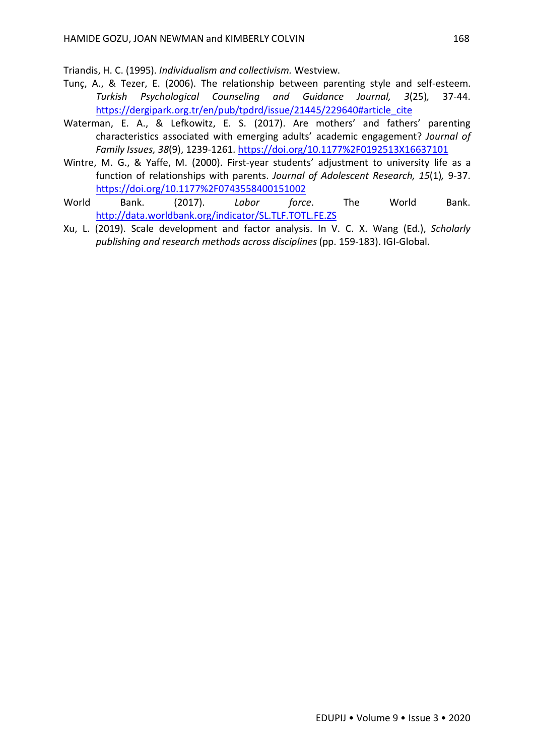Triandis, H. C. (1995). *Individualism and collectivism.* Westview.

Tunç, A., & Tezer, E. (2006). The relationship between parenting style and self-esteem. *Turkish Psychological Counseling and Guidance Journal, 3*(25)*,* 37-44. https://dergipark.org.tr/en/pub/tpdrd/issue/21445/229640#article_cite

Waterman, E. A., & Lefkowitz, E. S. (2017). Are mothers' and fathers' parenting characteristics associated with emerging adults' academic engagement? *Journal of Family Issues, 38*(9), 1239-1261. https://doi.org/10.1177%2F0192513X16637101

Wintre, M. G., & Yaffe, M. (2000). First-year students' adjustment to university life as a function of relationships with parents. *Journal of Adolescent Research, 15*(1)*,* 9-37. https://doi.org/10.1177%2F0743558400151002

World Bank. (2017). *Labor force*. The World Bank. http://data.worldbank.org/indicator/SL.TLF.TOTL.FE.ZS

Xu, L. (2019). Scale development and factor analysis. In V. C. X. Wang (Ed.), *Scholarly publishing and research methods across disciplines* (pp. 159-183). IGI-Global.